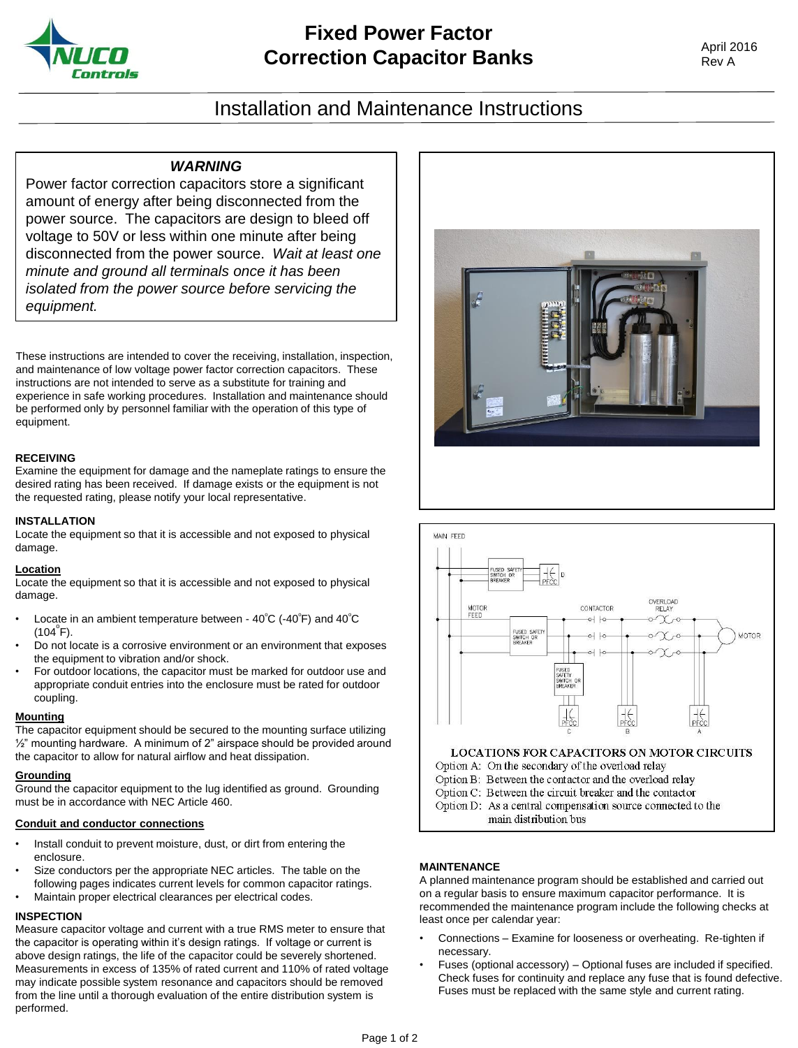# Fixed Power Factor Correction Capacitor Banks

April 2016
Rev A

## Installation and Maintenance Instructions

> ***WARNING***
>
> Power factor correction capacitors store a significant amount of energy after being disconnected from the power source. The capacitors are design to bleed off voltage to 50V or less within one minute after being disconnected from the power source. *Wait at least one minute and ground all terminals once it has been isolated from the power source before servicing the equipment.*

These instructions are intended to cover the receiving, installation, inspection, and maintenance of low voltage power factor correction capacitors. These instructions are not intended to serve as a substitute for training and experience in safe working procedures. Installation and maintenance should be performed only by personnel familiar with the operation of this type of equipment.

### RECEIVING

Examine the equipment for damage and the nameplate ratings to ensure the desired rating has been received. If damage exists or the equipment is not the requested rating, please notify your local representative.

### INSTALLATION

Locate the equipment so that it is accessible and not exposed to physical damage.

#### Location

Locate the equipment so that it is accessible and not exposed to physical damage.

- Locate in an ambient temperature between - 40°C (-40°F) and 40°C (104°F).
- Do not locate is a corrosive environment or an environment that exposes the equipment to vibration and/or shock.
- For outdoor locations, the capacitor must be marked for outdoor use and appropriate conduit entries into the enclosure must be rated for outdoor coupling.

#### Mounting

The capacitor equipment should be secured to the mounting surface utilizing ½" mounting hardware. A minimum of 2" airspace should be provided around the capacitor to allow for natural airflow and heat dissipation.

#### Grounding

Ground the capacitor equipment to the lug identified as ground. Grounding must be in accordance with NEC Article 460.

#### Conduit and conductor connections

- Install conduit to prevent moisture, dust, or dirt from entering the enclosure.
- Size conductors per the appropriate NEC articles. The table on the following pages indicates current levels for common capacitor ratings.
- Maintain proper electrical clearances per electrical codes.

### INSPECTION

Measure capacitor voltage and current with a true RMS meter to ensure that the capacitor is operating within it's design ratings. If voltage or current is above design ratings, the life of the capacitor could be severely shortened. Measurements in excess of 135% of rated current and 110% of rated voltage may indicate possible system resonance and capacitors should be removed from the line until a thorough evaluation of the entire distribution system is performed.

**LOCATIONS FOR CAPACITORS ON MOTOR CIRCUITS**

Option A: On the secondary of the overload relay
Option B: Between the contactor and the overload relay
Option C: Between the circuit breaker and the contactor
Option D: As a central compensation source connected to the main distribution bus

### MAINTENANCE

A planned maintenance program should be established and carried out on a regular basis to ensure maximum capacitor performance. It is recommended the maintenance program include the following checks at least once per calendar year:

- Connections – Examine for looseness or overheating. Re-tighten if necessary.
- Fuses (optional accessory) – Optional fuses are included if specified. Check fuses for continuity and replace any fuse that is found defective. Fuses must be replaced with the same style and current rating.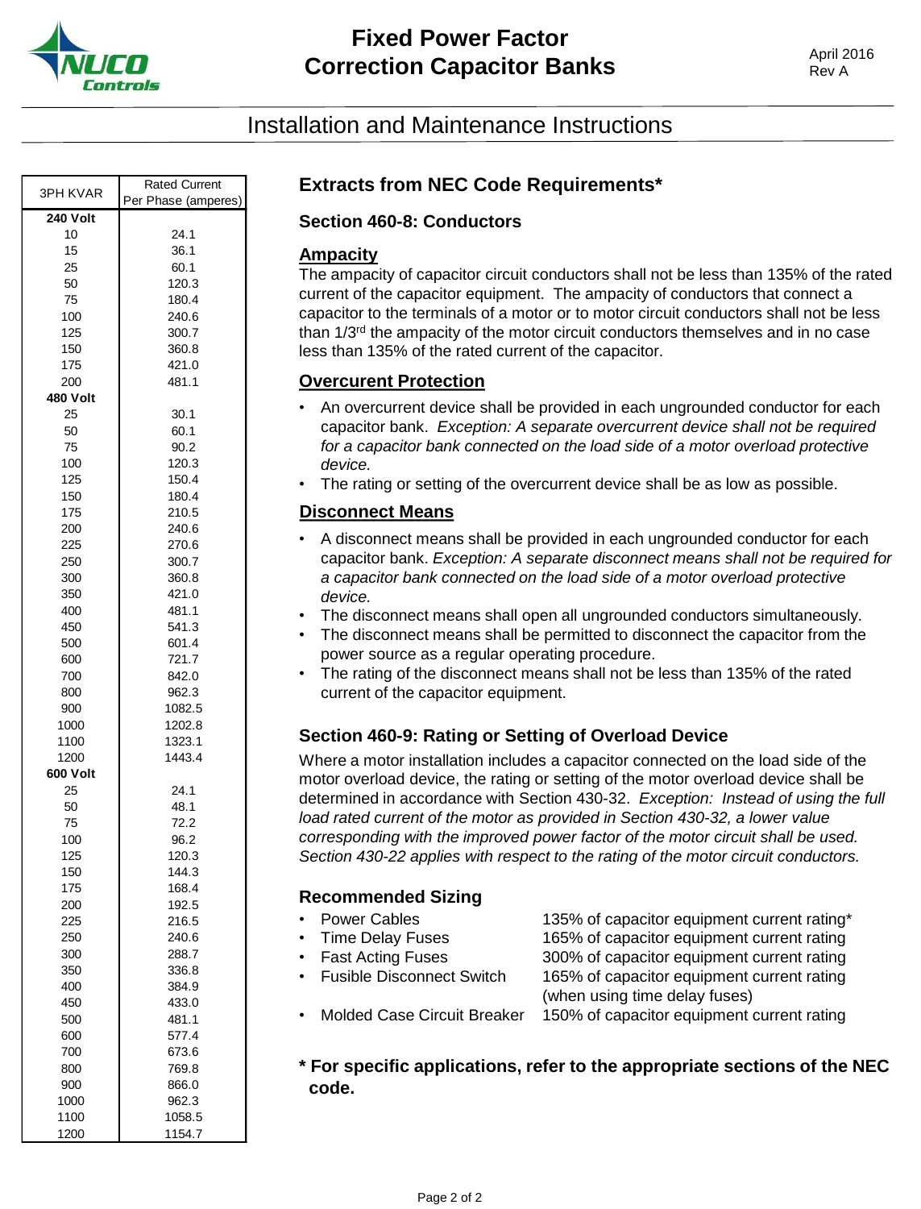# Fixed Power Factor Correction Capacitor Banks

April 2016
Rev A

## Installation and Maintenance Instructions

| 3PH KVAR | Rated Current Per Phase (amperes) |
|---|---|
| **240 Volt** | |
| 10 | 24.1 |
| 15 | 36.1 |
| 25 | 60.1 |
| 50 | 120.3 |
| 75 | 180.4 |
| 100 | 240.6 |
| 125 | 300.7 |
| 150 | 360.8 |
| 175 | 421.0 |
| 200 | 481.1 |
| **480 Volt** | |
| 25 | 30.1 |
| 50 | 60.1 |
| 75 | 90.2 |
| 100 | 120.3 |
| 125 | 150.4 |
| 150 | 180.4 |
| 175 | 210.5 |
| 200 | 240.6 |
| 225 | 270.6 |
| 250 | 300.7 |
| 300 | 360.8 |
| 350 | 421.0 |
| 400 | 481.1 |
| 450 | 541.3 |
| 500 | 601.4 |
| 600 | 721.7 |
| 700 | 842.0 |
| 800 | 962.3 |
| 900 | 1082.5 |
| 1000 | 1202.8 |
| 1100 | 1323.1 |
| 1200 | 1443.4 |
| **600 Volt** | |
| 25 | 24.1 |
| 50 | 48.1 |
| 75 | 72.2 |
| 100 | 96.2 |
| 125 | 120.3 |
| 150 | 144.3 |
| 175 | 168.4 |
| 200 | 192.5 |
| 225 | 216.5 |
| 250 | 240.6 |
| 300 | 288.7 |
| 350 | 336.8 |
| 400 | 384.9 |
| 450 | 433.0 |
| 500 | 481.1 |
| 600 | 577.4 |
| 700 | 673.6 |
| 800 | 769.8 |
| 900 | 866.0 |
| 1000 | 962.3 |
| 1100 | 1058.5 |
| 1200 | 1154.7 |

## Extracts from NEC Code Requirements*

### Section 460-8: Conductors

**Ampacity**

The ampacity of capacitor circuit conductors shall not be less than 135% of the rated current of the capacitor equipment. The ampacity of conductors that connect a capacitor to the terminals of a motor or to motor circuit conductors shall not be less than 1/3rd the ampacity of the motor circuit conductors themselves and in no case less than 135% of the rated current of the capacitor.

**Overcurent Protection**

- An overcurrent device shall be provided in each ungrounded conductor for each capacitor bank. *Exception: A separate overcurrent device shall not be required for a capacitor bank connected on the load side of a motor overload protective device.*
- The rating or setting of the overcurrent device shall be as low as possible.

**Disconnect Means**

- A disconnect means shall be provided in each ungrounded conductor for each capacitor bank. *Exception: A separate disconnect means shall not be required for a capacitor bank connected on the load side of a motor overload protective device.*
- The disconnect means shall open all ungrounded conductors simultaneously.
- The disconnect means shall be permitted to disconnect the capacitor from the power source as a regular operating procedure.
- The rating of the disconnect means shall not be less than 135% of the rated current of the capacitor equipment.

### Section 460-9: Rating or Setting of Overload Device

Where a motor installation includes a capacitor connected on the load side of the motor overload device, the rating or setting of the motor overload device shall be determined in accordance with Section 430-32. *Exception: Instead of using the full load rated current of the motor as provided in Section 430-32, a lower value corresponding with the improved power factor of the motor circuit shall be used. Section 430-22 applies with respect to the rating of the motor circuit conductors.*

### Recommended Sizing

- Power Cables — 135% of capacitor equipment current rating*
- Time Delay Fuses — 165% of capacitor equipment current rating
- Fast Acting Fuses — 300% of capacitor equipment current rating
- Fusible Disconnect Switch — 165% of capacitor equipment current rating (when using time delay fuses)
- Molded Case Circuit Breaker — 150% of capacitor equipment current rating

**\* For specific applications, refer to the appropriate sections of the NEC code.**